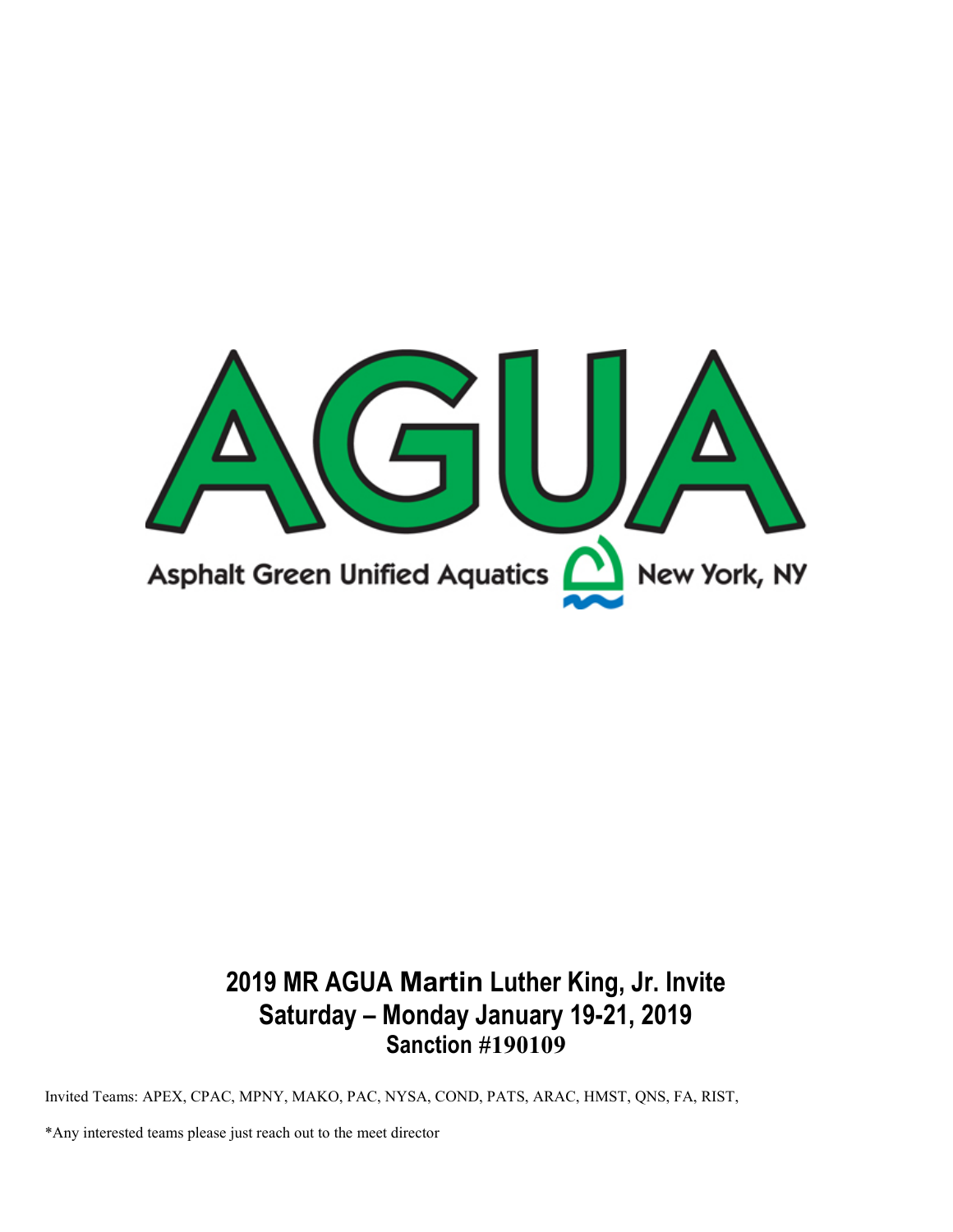# AGUA

Asphalt Green Unified Aquatics New York, NY

## 2019 MR AGUA Martin Luther King, Jr. Invite
## Saturday – Monday January 19-21, 2019
### Sanction #190109

Invited Teams: APEX, CPAC, MPNY, MAKO, PAC, NYSA, COND, PATS, ARAC, HMST, QNS, FA, RIST,

*Any interested teams please just reach out to the meet director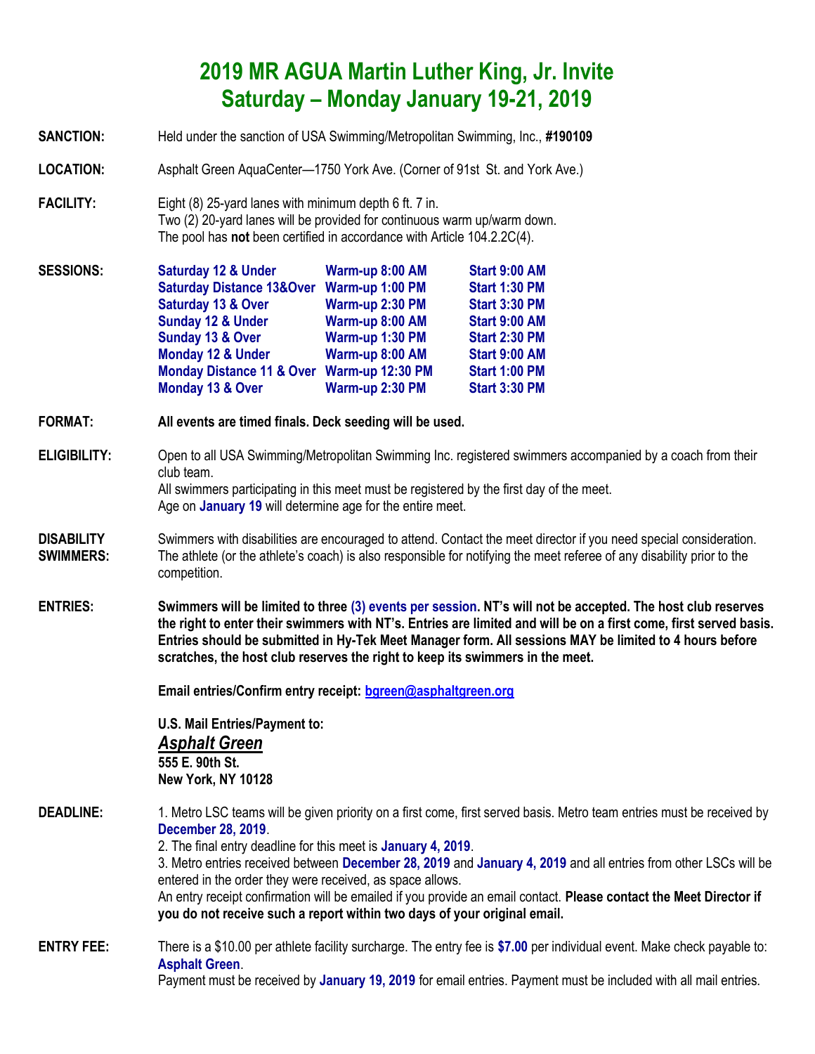# 2019 MR AGUA Martin Luther King, Jr. Invite
## Saturday – Monday January 19-21, 2019

**SANCTION:** Held under the sanction of USA Swimming/Metropolitan Swimming, Inc., **#190109**

**LOCATION:** Asphalt Green AquaCenter—1750 York Ave. (Corner of 91st St. and York Ave.)

**FACILITY:** Eight (8) 25-yard lanes with minimum depth 6 ft. 7 in.
Two (2) 20-yard lanes will be provided for continuous warm up/warm down.
The pool has **not** been certified in accordance with Article 104.2.2C(4).

**SESSIONS:**

| Session | Warm-up | Start |
|---|---|---|
| **Saturday 12 & Under** | **Warm-up 8:00 AM** | **Start 9:00 AM** |
| **Saturday Distance 13&Over** | **Warm-up 1:00 PM** | **Start 1:30 PM** |
| **Saturday 13 & Over** | **Warm-up 2:30 PM** | **Start 3:30 PM** |
| **Sunday 12 & Under** | **Warm-up 8:00 AM** | **Start 9:00 AM** |
| **Sunday 13 & Over** | **Warm-up 1:30 PM** | **Start 2:30 PM** |
| **Monday 12 & Under** | **Warm-up 8:00 AM** | **Start 9:00 AM** |
| **Monday Distance 11 & Over** | **Warm-up 12:30 PM** | **Start 1:00 PM** |
| **Monday 13 & Over** | **Warm-up 2:30 PM** | **Start 3:30 PM** |

**FORMAT:** **All events are timed finals. Deck seeding will be used.**

**ELIGIBILITY:** Open to all USA Swimming/Metropolitan Swimming Inc. registered swimmers accompanied by a coach from their club team.
All swimmers participating in this meet must be registered by the first day of the meet.
Age on **January 19** will determine age for the entire meet.

**DISABILITY SWIMMERS:** Swimmers with disabilities are encouraged to attend. Contact the meet director if you need special consideration. The athlete (or the athlete's coach) is also responsible for notifying the meet referee of any disability prior to the competition.

**ENTRIES:** **Swimmers will be limited to three (3) events per session. NT's will not be accepted. The host club reserves the right to enter their swimmers with NT's. Entries are limited and will be on a first come, first served basis. Entries should be submitted in Hy-Tek Meet Manager form. All sessions MAY be limited to 4 hours before scratches, the host club reserves the right to keep its swimmers in the meet.**

**Email entries/Confirm entry receipt: bgreen@asphaltgreen.org**

**U.S. Mail Entries/Payment to:**
***Asphalt Green***
**555 E. 90th St.**
**New York, NY 10128**

**DEADLINE:** 1. Metro LSC teams will be given priority on a first come, first served basis. Metro team entries must be received by **December 28, 2019**.
2. The final entry deadline for this meet is **January 4, 2019**.
3. Metro entries received between **December 28, 2019** and **January 4, 2019** and all entries from other LSCs will be entered in the order they were received, as space allows.
An entry receipt confirmation will be emailed if you provide an email contact. **Please contact the Meet Director if you do not receive such a report within two days of your original email.**

**ENTRY FEE:** There is a $10.00 per athlete facility surcharge. The entry fee is **$7.00** per individual event. Make check payable to: **Asphalt Green**.
Payment must be received by **January 19, 2019** for email entries. Payment must be included with all mail entries.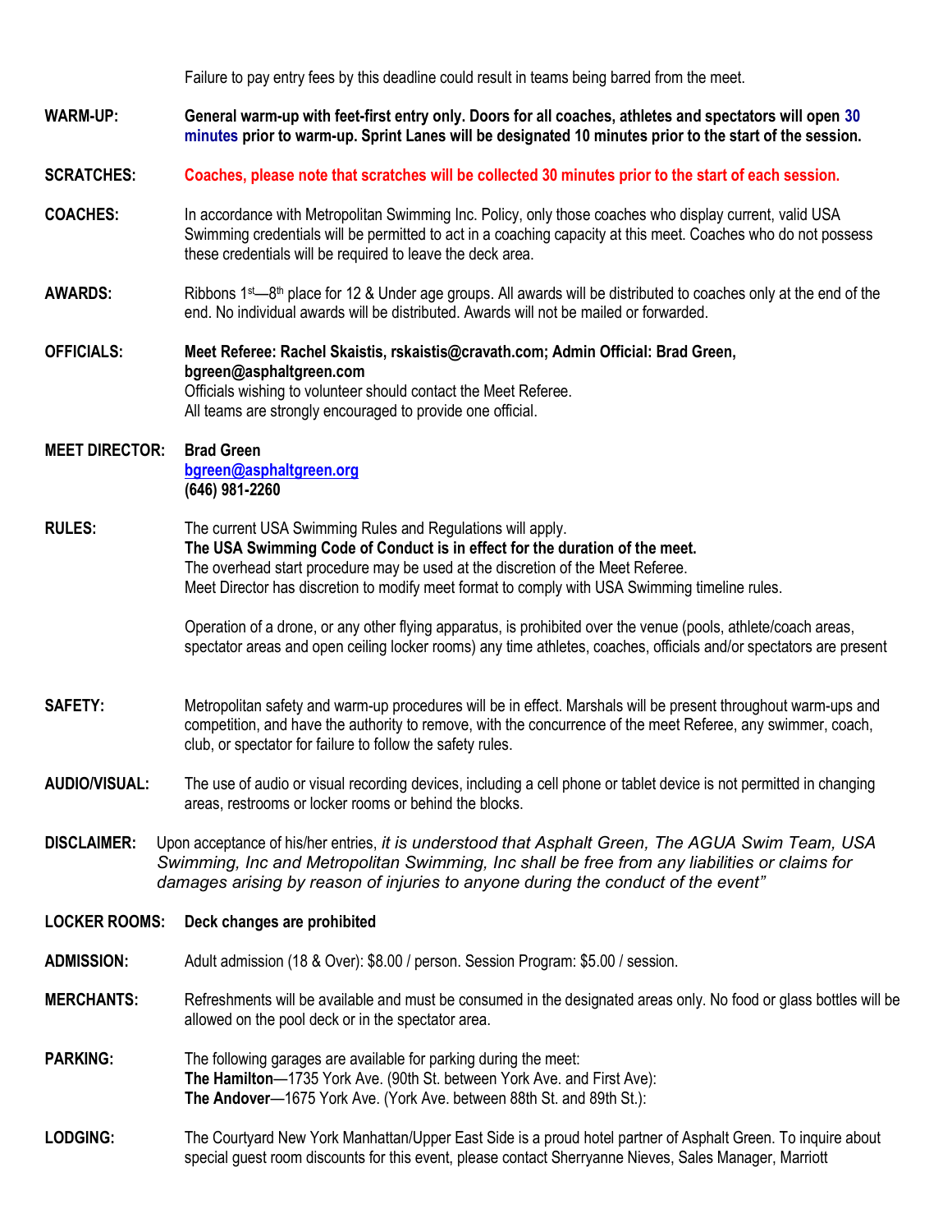Failure to pay entry fees by this deadline could result in teams being barred from the meet.

**WARM-UP:** **General warm-up with feet-first entry only. Doors for all coaches, athletes and spectators will open 30 minutes prior to warm-up. Sprint Lanes will be designated 10 minutes prior to the start of the session.**

**SCRATCHES:** **Coaches, please note that scratches will be collected 30 minutes prior to the start of each session.**

**COACHES:** In accordance with Metropolitan Swimming Inc. Policy, only those coaches who display current, valid USA Swimming credentials will be permitted to act in a coaching capacity at this meet. Coaches who do not possess these credentials will be required to leave the deck area.

**AWARDS:** Ribbons 1st—8th place for 12 & Under age groups. All awards will be distributed to coaches only at the end of the end. No individual awards will be distributed. Awards will not be mailed or forwarded.

**OFFICIALS:** **Meet Referee: Rachel Skaistis, rskaistis@cravath.com; Admin Official: Brad Green, bgreen@asphaltgreen.com**
Officials wishing to volunteer should contact the Meet Referee.
All teams are strongly encouraged to provide one official.

**MEET DIRECTOR:** **Brad Green**
**bgreen@asphaltgreen.org**
**(646) 981-2260**

**RULES:** The current USA Swimming Rules and Regulations will apply.
**The USA Swimming Code of Conduct is in effect for the duration of the meet.**
The overhead start procedure may be used at the discretion of the Meet Referee.
Meet Director has discretion to modify meet format to comply with USA Swimming timeline rules.

Operation of a drone, or any other flying apparatus, is prohibited over the venue (pools, athlete/coach areas, spectator areas and open ceiling locker rooms) any time athletes, coaches, officials and/or spectators are present

**SAFETY:** Metropolitan safety and warm-up procedures will be in effect. Marshals will be present throughout warm-ups and competition, and have the authority to remove, with the concurrence of the meet Referee, any swimmer, coach, club, or spectator for failure to follow the safety rules.

**AUDIO/VISUAL:** The use of audio or visual recording devices, including a cell phone or tablet device is not permitted in changing areas, restrooms or locker rooms or behind the blocks.

**DISCLAIMER:** Upon acceptance of his/her entries, *it is understood that Asphalt Green, The AGUA Swim Team, USA Swimming, Inc and Metropolitan Swimming, Inc shall be free from any liabilities or claims for damages arising by reason of injuries to anyone during the conduct of the event"*

**LOCKER ROOMS:** **Deck changes are prohibited**

**ADMISSION:** Adult admission (18 & Over): $8.00 / person. Session Program: $5.00 / session.

**MERCHANTS:** Refreshments will be available and must be consumed in the designated areas only. No food or glass bottles will be allowed on the pool deck or in the spectator area.

**PARKING:** The following garages are available for parking during the meet:
**The Hamilton**—1735 York Ave. (90th St. between York Ave. and First Ave):
**The Andover**—1675 York Ave. (York Ave. between 88th St. and 89th St.):

**LODGING:** The Courtyard New York Manhattan/Upper East Side is a proud hotel partner of Asphalt Green. To inquire about special guest room discounts for this event, please contact Sherryanne Nieves, Sales Manager, Marriott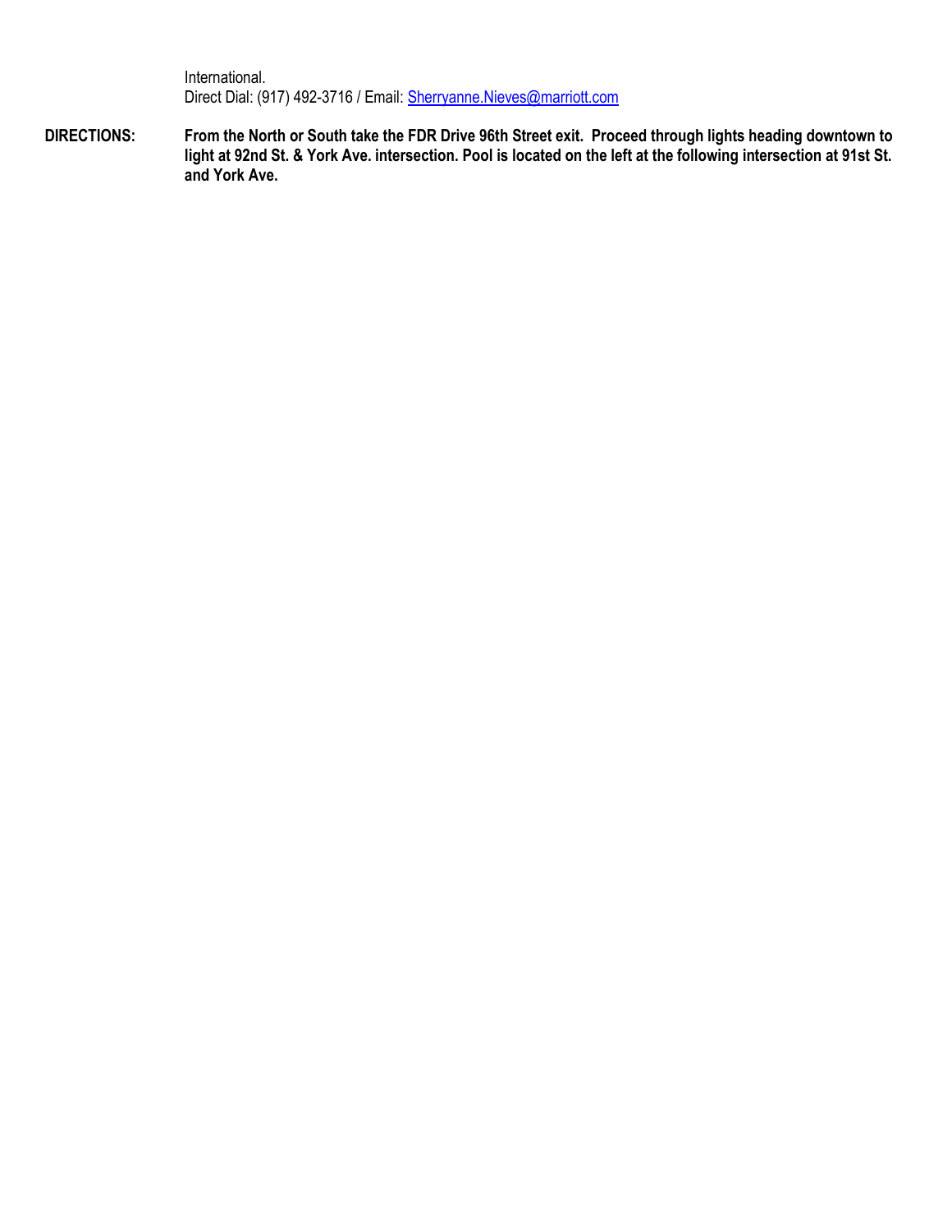International.
Direct Dial: (917) 492-3716 / Email: [Sherryanne.Nieves@marriott.com](mailto:Sherryanne.Nieves@marriott.com)

**DIRECTIONS:** **From the North or South take the FDR Drive 96th Street exit. Proceed through lights heading downtown to light at 92nd St. & York Ave. intersection. Pool is located on the left at the following intersection at 91st St. and York Ave.**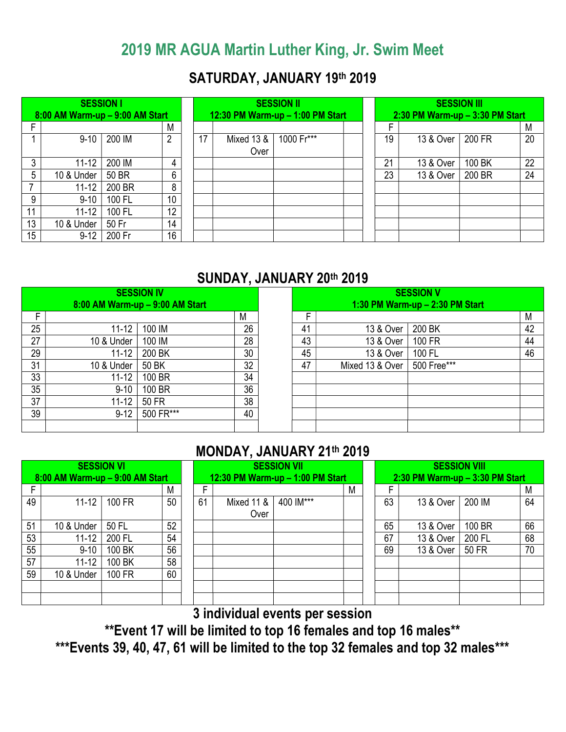# 2019 MR AGUA Martin Luther King, Jr. Swim Meet

## SATURDAY, JANUARY 19th 2019

| SESSION I 8:00 AM Warm-up – 9:00 AM Start | | | |
|---|---|---|---|
| F | | | M |
| 1 | 9-10 | 200 IM | 2 |
| 3 | 11-12 | 200 IM | 4 |
| 5 | 10 & Under | 50 BR | 6 |
| 7 | 11-12 | 200 BR | 8 |
| 9 | 9-10 | 100 FL | 10 |
| 11 | 11-12 | 100 FL | 12 |
| 13 | 10 & Under | 50 Fr | 14 |
| 15 | 9-12 | 200 Fr | 16 |

| SESSION II 12:30 PM Warm-up – 1:00 PM Start | | | |
|---|---|---|---|
| 17 | Mixed 13 & Over | 1000 Fr*** | |

| SESSION III 2:30 PM Warm-up – 3:30 PM Start | | | |
|---|---|---|---|
| F | | | M |
| 19 | 13 & Over | 200 FR | 20 |
| 21 | 13 & Over | 100 BK | 22 |
| 23 | 13 & Over | 200 BR | 24 |

## SUNDAY, JANUARY 20th 2019

| SESSION IV 8:00 AM Warm-up – 9:00 AM Start | | | |
|---|---|---|---|
| F | | | M |
| 25 | 11-12 | 100 IM | 26 |
| 27 | 10 & Under | 100 IM | 28 |
| 29 | 11-12 | 200 BK | 30 |
| 31 | 10 & Under | 50 BK | 32 |
| 33 | 11-12 | 100 BR | 34 |
| 35 | 9-10 | 100 BR | 36 |
| 37 | 11-12 | 50 FR | 38 |
| 39 | 9-12 | 500 FR*** | 40 |

| SESSION V 1:30 PM Warm-up – 2:30 PM Start | | | |
|---|---|---|---|
| F | | | M |
| 41 | 13 & Over | 200 BK | 42 |
| 43 | 13 & Over | 100 FR | 44 |
| 45 | 13 & Over | 100 FL | 46 |
| 47 | Mixed 13 & Over | 500 Free*** | |

## MONDAY, JANUARY 21th 2019

| SESSION VI 8:00 AM Warm-up – 9:00 AM Start | | | |
|---|---|---|---|
| F | | | M |
| 49 | 11-12 | 100 FR | 50 |
| 51 | 10 & Under | 50 FL | 52 |
| 53 | 11-12 | 200 FL | 54 |
| 55 | 9-10 | 100 BK | 56 |
| 57 | 11-12 | 100 BK | 58 |
| 59 | 10 & Under | 100 FR | 60 |

| SESSION VII 12:30 PM Warm-up – 1:00 PM Start | | | |
|---|---|---|---|
| F | | | M |
| 61 | Mixed 11 & Over | 400 IM*** | |

| SESSION VIII 2:30 PM Warm-up – 3:30 PM Start | | | |
|---|---|---|---|
| F | | | M |
| 63 | 13 & Over | 200 IM | 64 |
| 65 | 13 & Over | 100 BR | 66 |
| 67 | 13 & Over | 200 FL | 68 |
| 69 | 13 & Over | 50 FR | 70 |

**3 individual events per session**

****Event 17 will be limited to top 16 females and top 16 males****

*****Events 39, 40, 47, 61 will be limited to the top 32 females and top 32 males*****